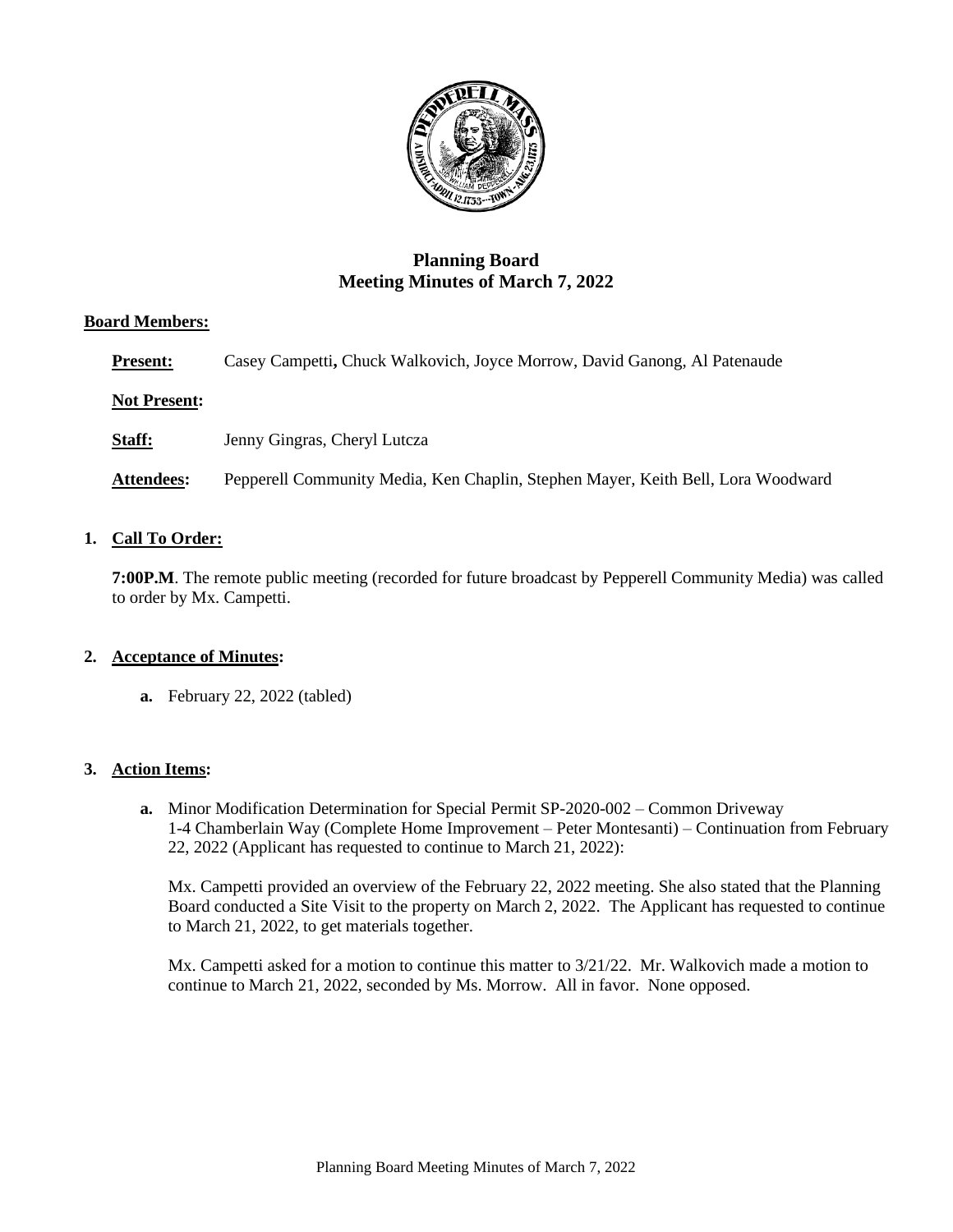# Planning Board
## Meeting Minutes of March 7, 2022

**Board Members:**

**Present:** Casey Campetti**,** Chuck Walkovich, Joyce Morrow, David Ganong, Al Patenaude

**Not Present:**

**Staff:** Jenny Gingras, Cheryl Lutcza

**Attendees:** Pepperell Community Media, Ken Chaplin, Stephen Mayer, Keith Bell, Lora Woodward

1. **Call To Order:**

   **7:00P.M**. The remote public meeting (recorded for future broadcast by Pepperell Community Media) was called to order by Mx. Campetti.

2. **Acceptance of Minutes:**

   **a.** February 22, 2022 (tabled)

3. **Action Items:**

   **a.** Minor Modification Determination for Special Permit SP-2020-002 – Common Driveway 1-4 Chamberlain Way (Complete Home Improvement – Peter Montesanti) – Continuation from February 22, 2022 (Applicant has requested to continue to March 21, 2022):

   Mx. Campetti provided an overview of the February 22, 2022 meeting. She also stated that the Planning Board conducted a Site Visit to the property on March 2, 2022. The Applicant has requested to continue to March 21, 2022, to get materials together.

   Mx. Campetti asked for a motion to continue this matter to 3/21/22. Mr. Walkovich made a motion to continue to March 21, 2022, seconded by Ms. Morrow. All in favor. None opposed.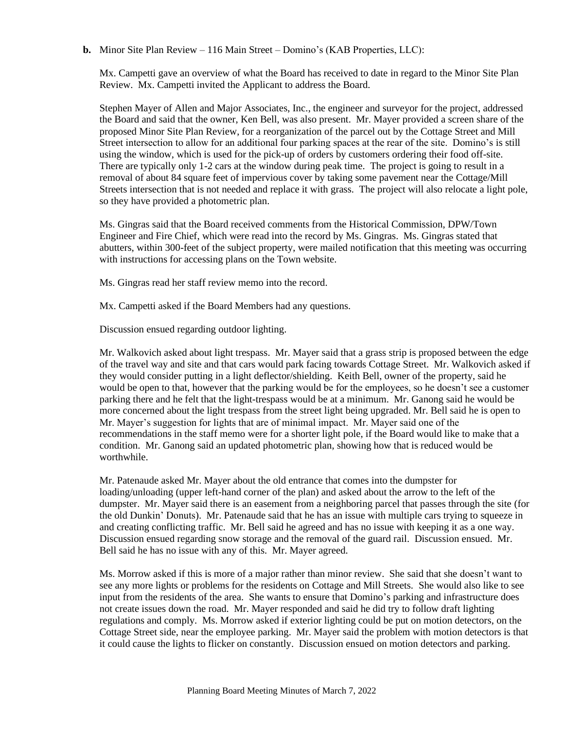**b.** Minor Site Plan Review – 116 Main Street – Domino's (KAB Properties, LLC):

Mx. Campetti gave an overview of what the Board has received to date in regard to the Minor Site Plan Review. Mx. Campetti invited the Applicant to address the Board.

Stephen Mayer of Allen and Major Associates, Inc., the engineer and surveyor for the project, addressed the Board and said that the owner, Ken Bell, was also present. Mr. Mayer provided a screen share of the proposed Minor Site Plan Review, for a reorganization of the parcel out by the Cottage Street and Mill Street intersection to allow for an additional four parking spaces at the rear of the site. Domino's is still using the window, which is used for the pick-up of orders by customers ordering their food off-site. There are typically only 1-2 cars at the window during peak time. The project is going to result in a removal of about 84 square feet of impervious cover by taking some pavement near the Cottage/Mill Streets intersection that is not needed and replace it with grass. The project will also relocate a light pole, so they have provided a photometric plan.

Ms. Gingras said that the Board received comments from the Historical Commission, DPW/Town Engineer and Fire Chief, which were read into the record by Ms. Gingras. Ms. Gingras stated that abutters, within 300-feet of the subject property, were mailed notification that this meeting was occurring with instructions for accessing plans on the Town website.

Ms. Gingras read her staff review memo into the record.

Mx. Campetti asked if the Board Members had any questions.

Discussion ensued regarding outdoor lighting.

Mr. Walkovich asked about light trespass. Mr. Mayer said that a grass strip is proposed between the edge of the travel way and site and that cars would park facing towards Cottage Street. Mr. Walkovich asked if they would consider putting in a light deflector/shielding. Keith Bell, owner of the property, said he would be open to that, however that the parking would be for the employees, so he doesn't see a customer parking there and he felt that the light-trespass would be at a minimum. Mr. Ganong said he would be more concerned about the light trespass from the street light being upgraded. Mr. Bell said he is open to Mr. Mayer's suggestion for lights that are of minimal impact. Mr. Mayer said one of the recommendations in the staff memo were for a shorter light pole, if the Board would like to make that a condition. Mr. Ganong said an updated photometric plan, showing how that is reduced would be worthwhile.

Mr. Patenaude asked Mr. Mayer about the old entrance that comes into the dumpster for loading/unloading (upper left-hand corner of the plan) and asked about the arrow to the left of the dumpster. Mr. Mayer said there is an easement from a neighboring parcel that passes through the site (for the old Dunkin' Donuts). Mr. Patenaude said that he has an issue with multiple cars trying to squeeze in and creating conflicting traffic. Mr. Bell said he agreed and has no issue with keeping it as a one way. Discussion ensued regarding snow storage and the removal of the guard rail. Discussion ensued. Mr. Bell said he has no issue with any of this. Mr. Mayer agreed.

Ms. Morrow asked if this is more of a major rather than minor review. She said that she doesn't want to see any more lights or problems for the residents on Cottage and Mill Streets. She would also like to see input from the residents of the area. She wants to ensure that Domino's parking and infrastructure does not create issues down the road. Mr. Mayer responded and said he did try to follow draft lighting regulations and comply. Ms. Morrow asked if exterior lighting could be put on motion detectors, on the Cottage Street side, near the employee parking. Mr. Mayer said the problem with motion detectors is that it could cause the lights to flicker on constantly. Discussion ensued on motion detectors and parking.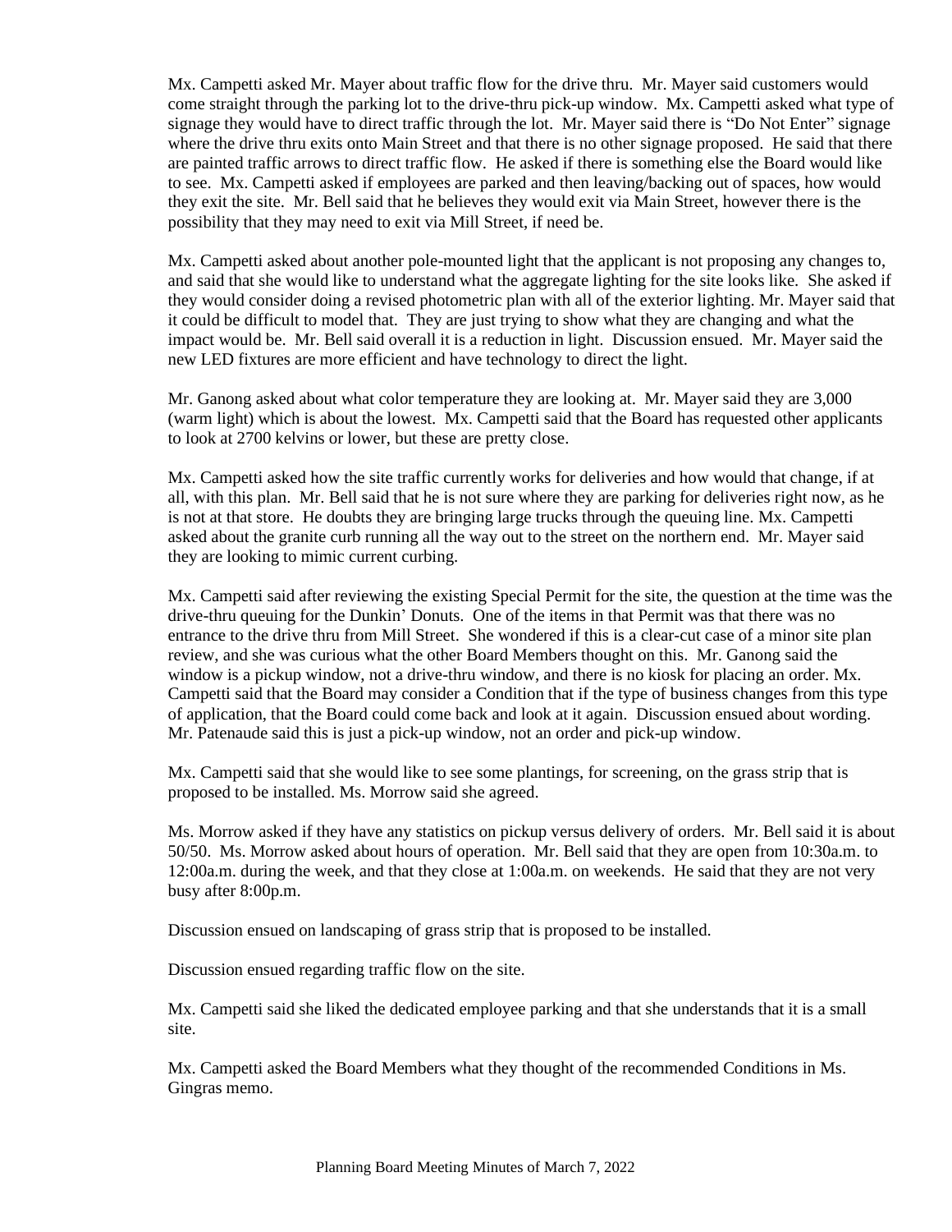Mx. Campetti asked Mr. Mayer about traffic flow for the drive thru. Mr. Mayer said customers would come straight through the parking lot to the drive-thru pick-up window. Mx. Campetti asked what type of signage they would have to direct traffic through the lot. Mr. Mayer said there is "Do Not Enter" signage where the drive thru exits onto Main Street and that there is no other signage proposed. He said that there are painted traffic arrows to direct traffic flow. He asked if there is something else the Board would like to see. Mx. Campetti asked if employees are parked and then leaving/backing out of spaces, how would they exit the site. Mr. Bell said that he believes they would exit via Main Street, however there is the possibility that they may need to exit via Mill Street, if need be.

Mx. Campetti asked about another pole-mounted light that the applicant is not proposing any changes to, and said that she would like to understand what the aggregate lighting for the site looks like. She asked if they would consider doing a revised photometric plan with all of the exterior lighting. Mr. Mayer said that it could be difficult to model that. They are just trying to show what they are changing and what the impact would be. Mr. Bell said overall it is a reduction in light. Discussion ensued. Mr. Mayer said the new LED fixtures are more efficient and have technology to direct the light.

Mr. Ganong asked about what color temperature they are looking at. Mr. Mayer said they are 3,000 (warm light) which is about the lowest. Mx. Campetti said that the Board has requested other applicants to look at 2700 kelvins or lower, but these are pretty close.

Mx. Campetti asked how the site traffic currently works for deliveries and how would that change, if at all, with this plan. Mr. Bell said that he is not sure where they are parking for deliveries right now, as he is not at that store. He doubts they are bringing large trucks through the queuing line. Mx. Campetti asked about the granite curb running all the way out to the street on the northern end. Mr. Mayer said they are looking to mimic current curbing.

Mx. Campetti said after reviewing the existing Special Permit for the site, the question at the time was the drive-thru queuing for the Dunkin' Donuts. One of the items in that Permit was that there was no entrance to the drive thru from Mill Street. She wondered if this is a clear-cut case of a minor site plan review, and she was curious what the other Board Members thought on this. Mr. Ganong said the window is a pickup window, not a drive-thru window, and there is no kiosk for placing an order. Mx. Campetti said that the Board may consider a Condition that if the type of business changes from this type of application, that the Board could come back and look at it again. Discussion ensued about wording. Mr. Patenaude said this is just a pick-up window, not an order and pick-up window.

Mx. Campetti said that she would like to see some plantings, for screening, on the grass strip that is proposed to be installed. Ms. Morrow said she agreed.

Ms. Morrow asked if they have any statistics on pickup versus delivery of orders. Mr. Bell said it is about 50/50. Ms. Morrow asked about hours of operation. Mr. Bell said that they are open from 10:30a.m. to 12:00a.m. during the week, and that they close at 1:00a.m. on weekends. He said that they are not very busy after 8:00p.m.

Discussion ensued on landscaping of grass strip that is proposed to be installed.

Discussion ensued regarding traffic flow on the site.

Mx. Campetti said she liked the dedicated employee parking and that she understands that it is a small site.

Mx. Campetti asked the Board Members what they thought of the recommended Conditions in Ms. Gingras memo.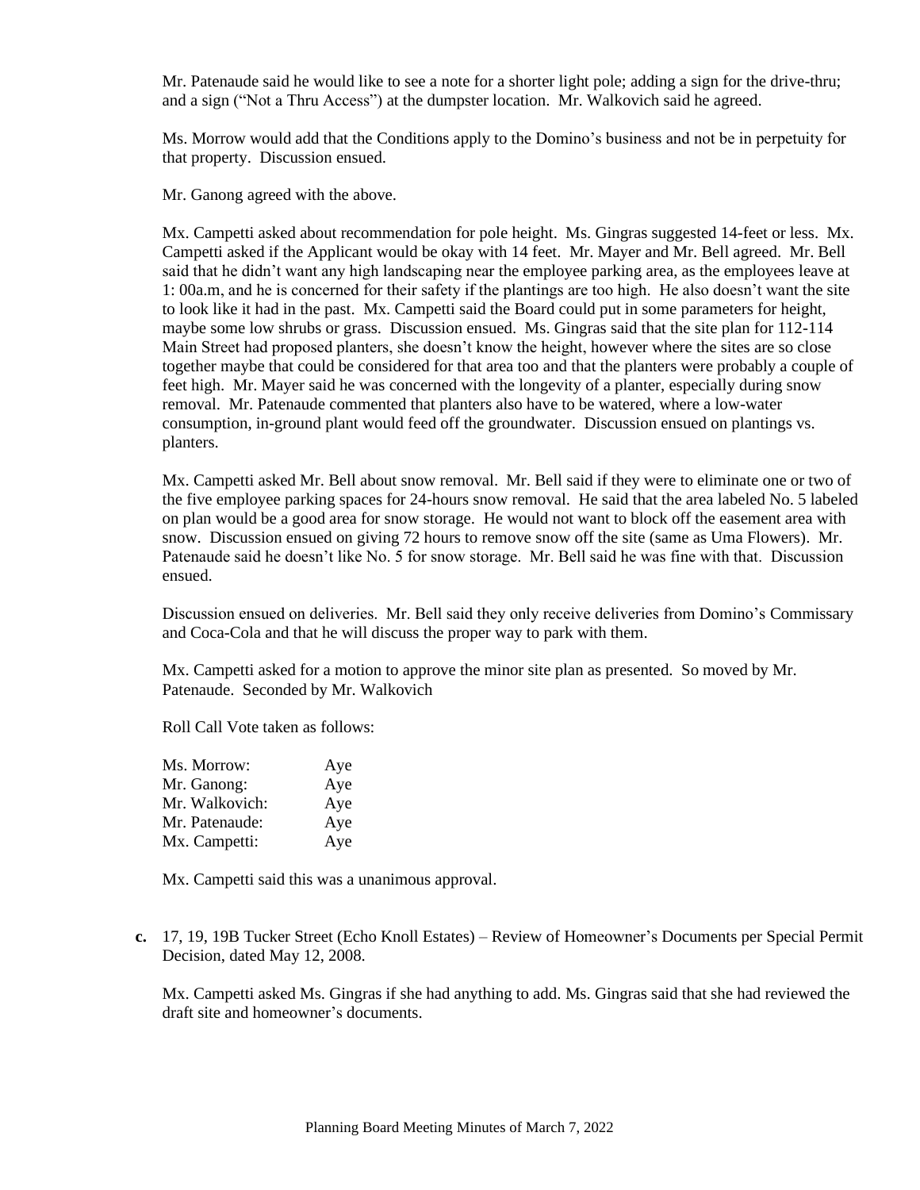Mr. Patenaude said he would like to see a note for a shorter light pole; adding a sign for the drive-thru; and a sign ("Not a Thru Access") at the dumpster location. Mr. Walkovich said he agreed.

Ms. Morrow would add that the Conditions apply to the Domino's business and not be in perpetuity for that property. Discussion ensued.

Mr. Ganong agreed with the above.

Mx. Campetti asked about recommendation for pole height. Ms. Gingras suggested 14-feet or less. Mx. Campetti asked if the Applicant would be okay with 14 feet. Mr. Mayer and Mr. Bell agreed. Mr. Bell said that he didn't want any high landscaping near the employee parking area, as the employees leave at 1: 00a.m, and he is concerned for their safety if the plantings are too high. He also doesn't want the site to look like it had in the past. Mx. Campetti said the Board could put in some parameters for height, maybe some low shrubs or grass. Discussion ensued. Ms. Gingras said that the site plan for 112-114 Main Street had proposed planters, she doesn't know the height, however where the sites are so close together maybe that could be considered for that area too and that the planters were probably a couple of feet high. Mr. Mayer said he was concerned with the longevity of a planter, especially during snow removal. Mr. Patenaude commented that planters also have to be watered, where a low-water consumption, in-ground plant would feed off the groundwater. Discussion ensued on plantings vs. planters.

Mx. Campetti asked Mr. Bell about snow removal. Mr. Bell said if they were to eliminate one or two of the five employee parking spaces for 24-hours snow removal. He said that the area labeled No. 5 labeled on plan would be a good area for snow storage. He would not want to block off the easement area with snow. Discussion ensued on giving 72 hours to remove snow off the site (same as Uma Flowers). Mr. Patenaude said he doesn't like No. 5 for snow storage. Mr. Bell said he was fine with that. Discussion ensued.

Discussion ensued on deliveries. Mr. Bell said they only receive deliveries from Domino's Commissary and Coca-Cola and that he will discuss the proper way to park with them.

Mx. Campetti asked for a motion to approve the minor site plan as presented. So moved by Mr. Patenaude. Seconded by Mr. Walkovich

Roll Call Vote taken as follows:

| | |
|---|---|
| Ms. Morrow: | Aye |
| Mr. Ganong: | Aye |
| Mr. Walkovich: | Aye |
| Mr. Patenaude: | Aye |
| Mx. Campetti: | Aye |

Mx. Campetti said this was a unanimous approval.

**c.** 17, 19, 19B Tucker Street (Echo Knoll Estates) – Review of Homeowner's Documents per Special Permit Decision, dated May 12, 2008.

Mx. Campetti asked Ms. Gingras if she had anything to add. Ms. Gingras said that she had reviewed the draft site and homeowner's documents.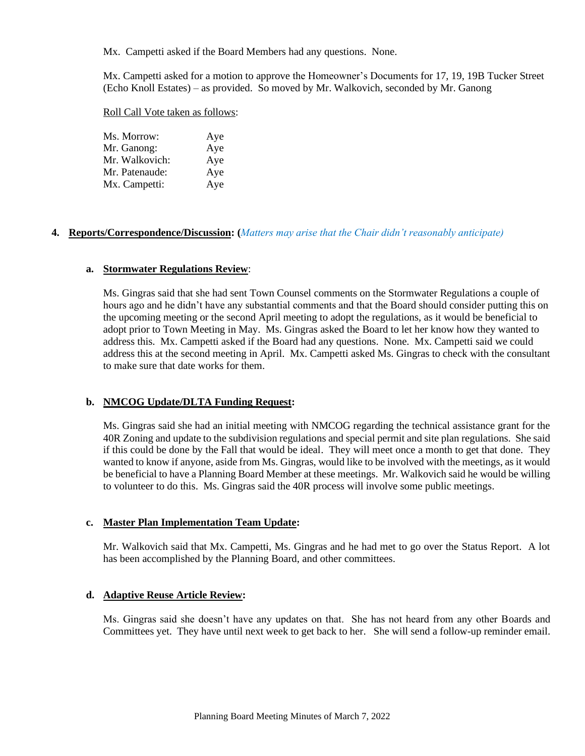Mx. Campetti asked if the Board Members had any questions. None.

Mx. Campetti asked for a motion to approve the Homeowner's Documents for 17, 19, 19B Tucker Street (Echo Knoll Estates) – as provided. So moved by Mr. Walkovich, seconded by Mr. Ganong

Roll Call Vote taken as follows:

| | |
|---|---|
| Ms. Morrow: | Aye |
| Mr. Ganong: | Aye |
| Mr. Walkovich: | Aye |
| Mr. Patenaude: | Aye |
| Mx. Campetti: | Aye |

## 4. Reports/Correspondence/Discussion: (*Matters may arise that the Chair didn't reasonably anticipate)*

### a. Stormwater Regulations Review:

Ms. Gingras said that she had sent Town Counsel comments on the Stormwater Regulations a couple of hours ago and he didn't have any substantial comments and that the Board should consider putting this on the upcoming meeting or the second April meeting to adopt the regulations, as it would be beneficial to adopt prior to Town Meeting in May. Ms. Gingras asked the Board to let her know how they wanted to address this. Mx. Campetti asked if the Board had any questions. None. Mx. Campetti said we could address this at the second meeting in April. Mx. Campetti asked Ms. Gingras to check with the consultant to make sure that date works for them.

### b. NMCOG Update/DLTA Funding Request:

Ms. Gingras said she had an initial meeting with NMCOG regarding the technical assistance grant for the 40R Zoning and update to the subdivision regulations and special permit and site plan regulations. She said if this could be done by the Fall that would be ideal. They will meet once a month to get that done. They wanted to know if anyone, aside from Ms. Gingras, would like to be involved with the meetings, as it would be beneficial to have a Planning Board Member at these meetings. Mr. Walkovich said he would be willing to volunteer to do this. Ms. Gingras said the 40R process will involve some public meetings.

### c. Master Plan Implementation Team Update:

Mr. Walkovich said that Mx. Campetti, Ms. Gingras and he had met to go over the Status Report. A lot has been accomplished by the Planning Board, and other committees.

### d. Adaptive Reuse Article Review:

Ms. Gingras said she doesn't have any updates on that. She has not heard from any other Boards and Committees yet. They have until next week to get back to her. She will send a follow-up reminder email.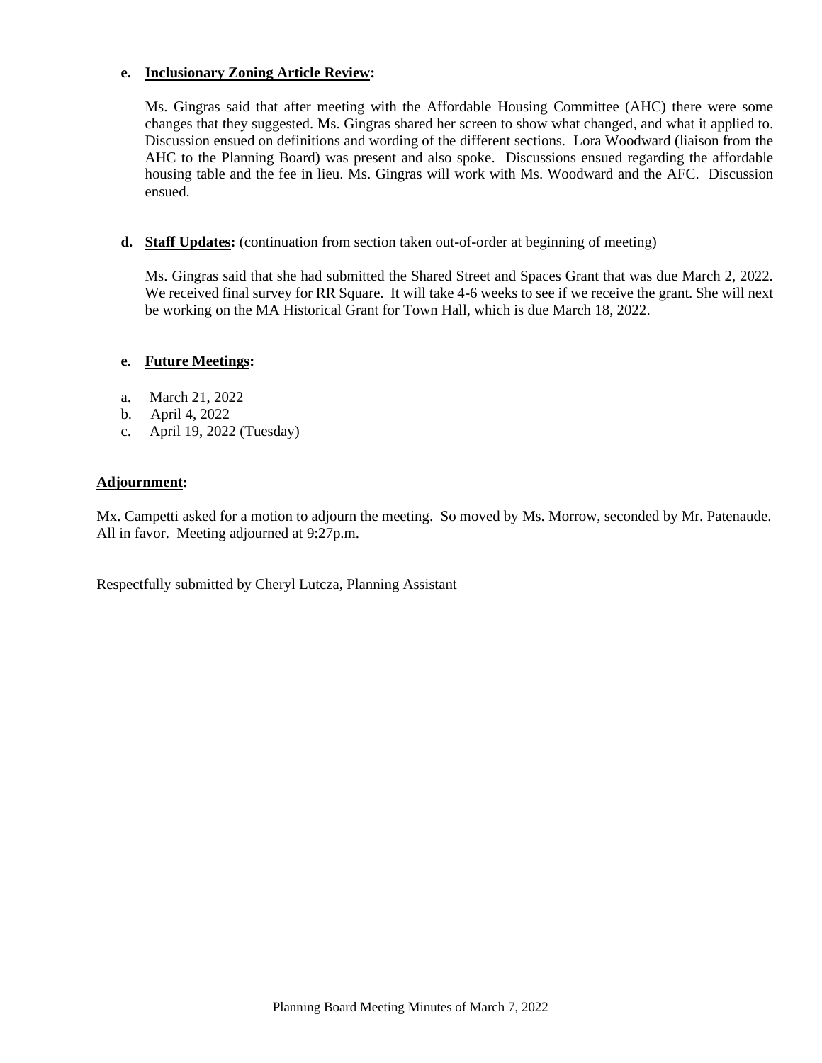**e. Inclusionary Zoning Article Review:**

Ms. Gingras said that after meeting with the Affordable Housing Committee (AHC) there were some changes that they suggested. Ms. Gingras shared her screen to show what changed, and what it applied to. Discussion ensued on definitions and wording of the different sections. Lora Woodward (liaison from the AHC to the Planning Board) was present and also spoke. Discussions ensued regarding the affordable housing table and the fee in lieu. Ms. Gingras will work with Ms. Woodward and the AFC. Discussion ensued.

**d. Staff Updates:** (continuation from section taken out-of-order at beginning of meeting)

Ms. Gingras said that she had submitted the Shared Street and Spaces Grant that was due March 2, 2022. We received final survey for RR Square. It will take 4-6 weeks to see if we receive the grant. She will next be working on the MA Historical Grant for Town Hall, which is due March 18, 2022.

**e. Future Meetings:**

a. March 21, 2022
b. April 4, 2022
c. April 19, 2022 (Tuesday)

**Adjournment:**

Mx. Campetti asked for a motion to adjourn the meeting. So moved by Ms. Morrow, seconded by Mr. Patenaude. All in favor. Meeting adjourned at 9:27p.m.

Respectfully submitted by Cheryl Lutcza, Planning Assistant